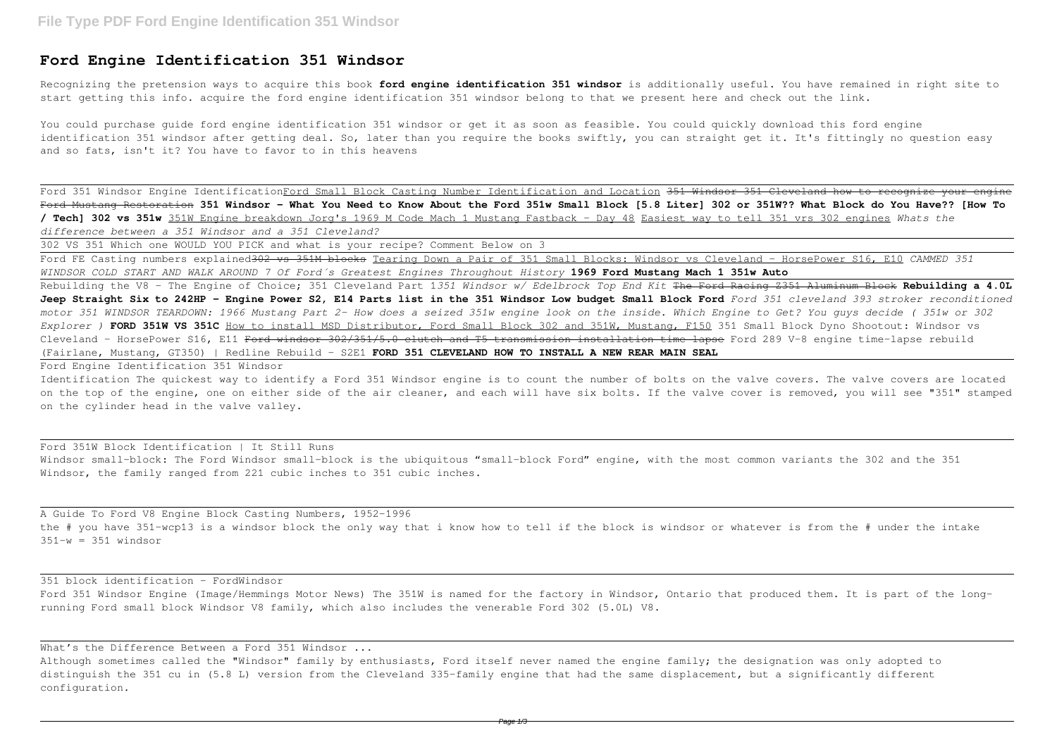# Ford Engine Identification 351 Windsor

Recognizing the pretension ways to acquire this book **ford engine identification 351 windsor** is additionally useful. You have remained in right site to start getting this info. acquire the ford engine identification 351 windsor belong to that we present here and check out the link.

You could purchase guide ford engine identification 351 windsor or get it as soon as feasible. You could quickly download this ford engine identification 351 windsor after getting deal. So, later than you require the books swiftly, you can straight get it. It's fittingly no question easy and so fats, isn't it? You have to favor to in this heavens

Ford 351 Windsor Engine Identification Ford Small Block Casting Number Identification and Location ~~351 Windsor 351 Cleveland how to recognize your engine Ford Mustang Restoration~~ **351 Windsor - What You Need to Know About the Ford 351w Small Block [5.8 Liter] 302 or 351W?? What Block do You Have?? [How To / Tech] 302 vs 351w** 351W Engine breakdown Jorg's 1969 M Code Mach 1 Mustang Fastback - Day 48 Easiest way to tell 351 vrs 302 engines *Whats the difference between a 351 Windsor and a 351 Cleveland?*

302 VS 351 Which one WOULD YOU PICK and what is your recipe? Comment Below on 3

Ford FE Casting numbers explained~~302 vs 351M blocks~~ Tearing Down a Pair of 351 Small Blocks: Windsor vs Cleveland - HorsePower S16, E10 *CAMMED 351 WINDSOR COLD START AND WALK AROUND 7 Of Ford´s Greatest Engines Throughout History* **1969 Ford Mustang Mach 1 351w Auto**

Rebuilding the V8 - The Engine of Choice; 351 Cleveland Part 1*351 Windsor w/ Edelbrock Top End Kit* ~~The Ford Racing Z351 Aluminum Block~~ **Rebuilding a 4.0L Jeep Straight Six to 242HP - Engine Power S2, E14 Parts list in the 351 Windsor Low budget Small Block Ford** *Ford 351 cleveland 393 stroker reconditioned motor 351 WINDSOR TEARDOWN: 1966 Mustang Part 2- How does a seized 351w engine look on the inside. Which Engine to Get? You guys decide ( 351w or 302 Explorer )* **FORD 351W VS 351C** How to install MSD Distributor, Ford Small Block 302 and 351W, Mustang, F150 351 Small Block Dyno Shootout: Windsor vs Cleveland - HorsePower S16, E11 ~~Ford windsor 302/351/5.0 clutch and T5 transmission installation time lapse~~ Ford 289 V-8 engine time-lapse rebuild (Fairlane, Mustang, GT350) | Redline Rebuild - S2E1 **FORD 351 CLEVELAND HOW TO INSTALL A NEW REAR MAIN SEAL**

Ford Engine Identification 351 Windsor

Identification The quickest way to identify a Ford 351 Windsor engine is to count the number of bolts on the valve covers. The valve covers are located on the top of the engine, one on either side of the air cleaner, and each will have six bolts. If the valve cover is removed, you will see "351" stamped on the cylinder head in the valve valley.

Ford 351W Block Identification | It Still Runs

Windsor small-block: The Ford Windsor small-block is the ubiquitous "small-block Ford" engine, with the most common variants the 302 and the 351 Windsor, the family ranged from 221 cubic inches to 351 cubic inches.

A Guide To Ford V8 Engine Block Casting Numbers, 1952-1996

the # you have 351-wcp13 is a windsor block the only way that i know how to tell if the block is windsor or whatever is from the # under the intake 351-w = 351 windsor

351 block identification - FordWindsor

Ford 351 Windsor Engine (Image/Hemmings Motor News) The 351W is named for the factory in Windsor, Ontario that produced them. It is part of the long-running Ford small block Windsor V8 family, which also includes the venerable Ford 302 (5.0L) V8.

What's the Difference Between a Ford 351 Windsor ...

Although sometimes called the "Windsor" family by enthusiasts, Ford itself never named the engine family; the designation was only adopted to distinguish the 351 cu in (5.8 L) version from the Cleveland 335-family engine that had the same displacement, but a significantly different configuration.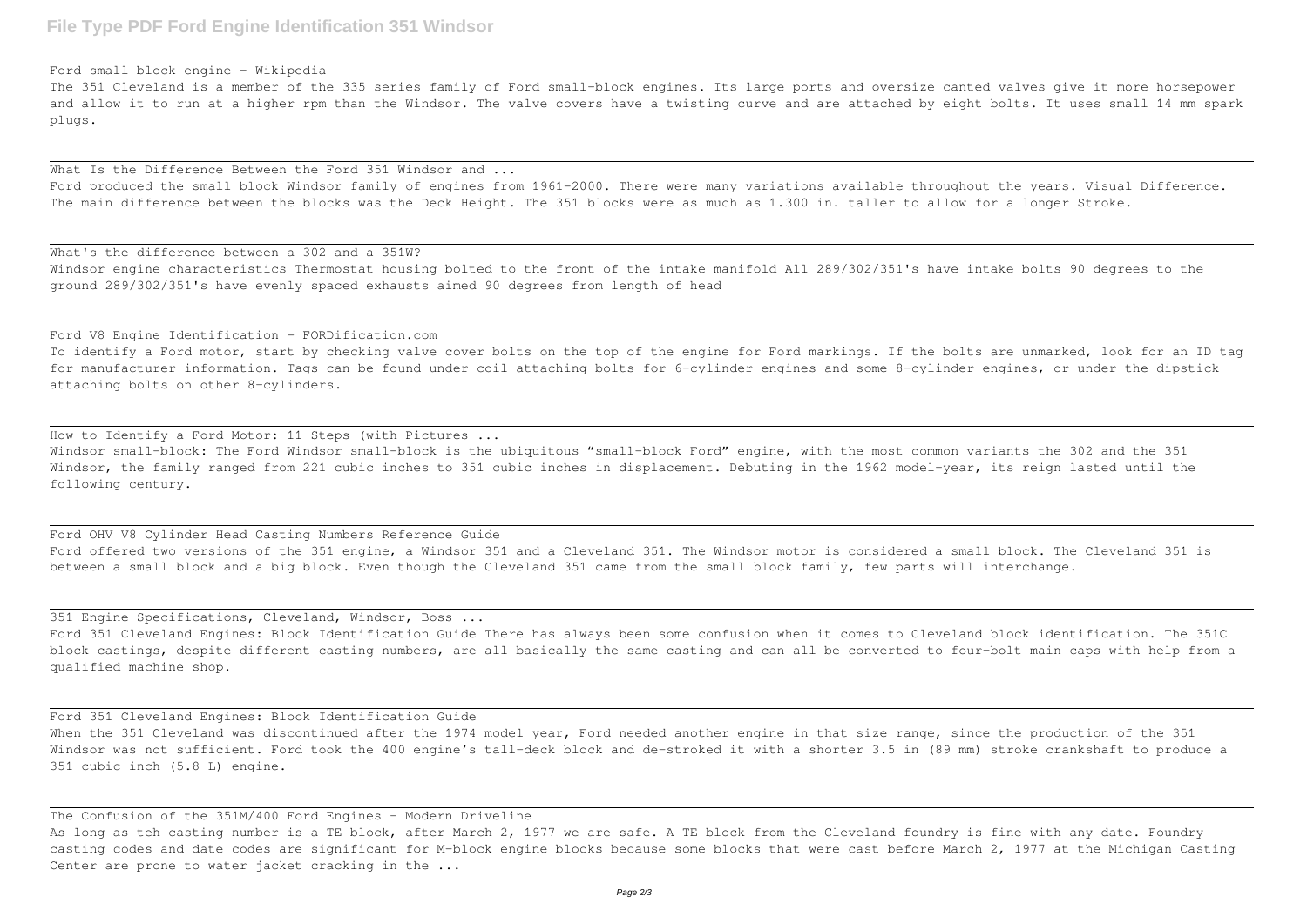Ford small block engine - Wikipedia

The 351 Cleveland is a member of the 335 series family of Ford small-block engines. Its large ports and oversize canted valves give it more horsepower and allow it to run at a higher rpm than the Windsor. The valve covers have a twisting curve and are attached by eight bolts. It uses small 14 mm spark plugs.

What Is the Difference Between the Ford 351 Windsor and ...

Ford produced the small block Windsor family of engines from 1961-2000. There were many variations available throughout the years. Visual Difference. The main difference between the blocks was the Deck Height. The 351 blocks were as much as 1.300 in. taller to allow for a longer Stroke.

What's the difference between a 302 and a 351W?

Windsor engine characteristics Thermostat housing bolted to the front of the intake manifold All 289/302/351's have intake bolts 90 degrees to the ground 289/302/351's have evenly spaced exhausts aimed 90 degrees from length of head

Ford V8 Engine Identification - FORDification.com

To identify a Ford motor, start by checking valve cover bolts on the top of the engine for Ford markings. If the bolts are unmarked, look for an ID tag for manufacturer information. Tags can be found under coil attaching bolts for 6-cylinder engines and some 8-cylinder engines, or under the dipstick attaching bolts on other 8-cylinders.

How to Identify a Ford Motor: 11 Steps (with Pictures ...

Windsor small-block: The Ford Windsor small-block is the ubiquitous "small-block Ford" engine, with the most common variants the 302 and the 351 Windsor, the family ranged from 221 cubic inches to 351 cubic inches in displacement. Debuting in the 1962 model-year, its reign lasted until the following century.

Ford OHV V8 Cylinder Head Casting Numbers Reference Guide

Ford offered two versions of the 351 engine, a Windsor 351 and a Cleveland 351. The Windsor motor is considered a small block. The Cleveland 351 is between a small block and a big block. Even though the Cleveland 351 came from the small block family, few parts will interchange.

351 Engine Specifications, Cleveland, Windsor, Boss ...

Ford 351 Cleveland Engines: Block Identification Guide There has always been some confusion when it comes to Cleveland block identification. The 351C block castings, despite different casting numbers, are all basically the same casting and can all be converted to four-bolt main caps with help from a qualified machine shop.

Ford 351 Cleveland Engines: Block Identification Guide

When the 351 Cleveland was discontinued after the 1974 model year, Ford needed another engine in that size range, since the production of the 351 Windsor was not sufficient. Ford took the 400 engine's tall-deck block and de-stroked it with a shorter 3.5 in (89 mm) stroke crankshaft to produce a 351 cubic inch (5.8 L) engine.

The Confusion of the 351M/400 Ford Engines - Modern Driveline

As long as teh casting number is a TE block, after March 2, 1977 we are safe. A TE block from the Cleveland foundry is fine with any date. Foundry casting codes and date codes are significant for M-block engine blocks because some blocks that were cast before March 2, 1977 at the Michigan Casting Center are prone to water jacket cracking in the ...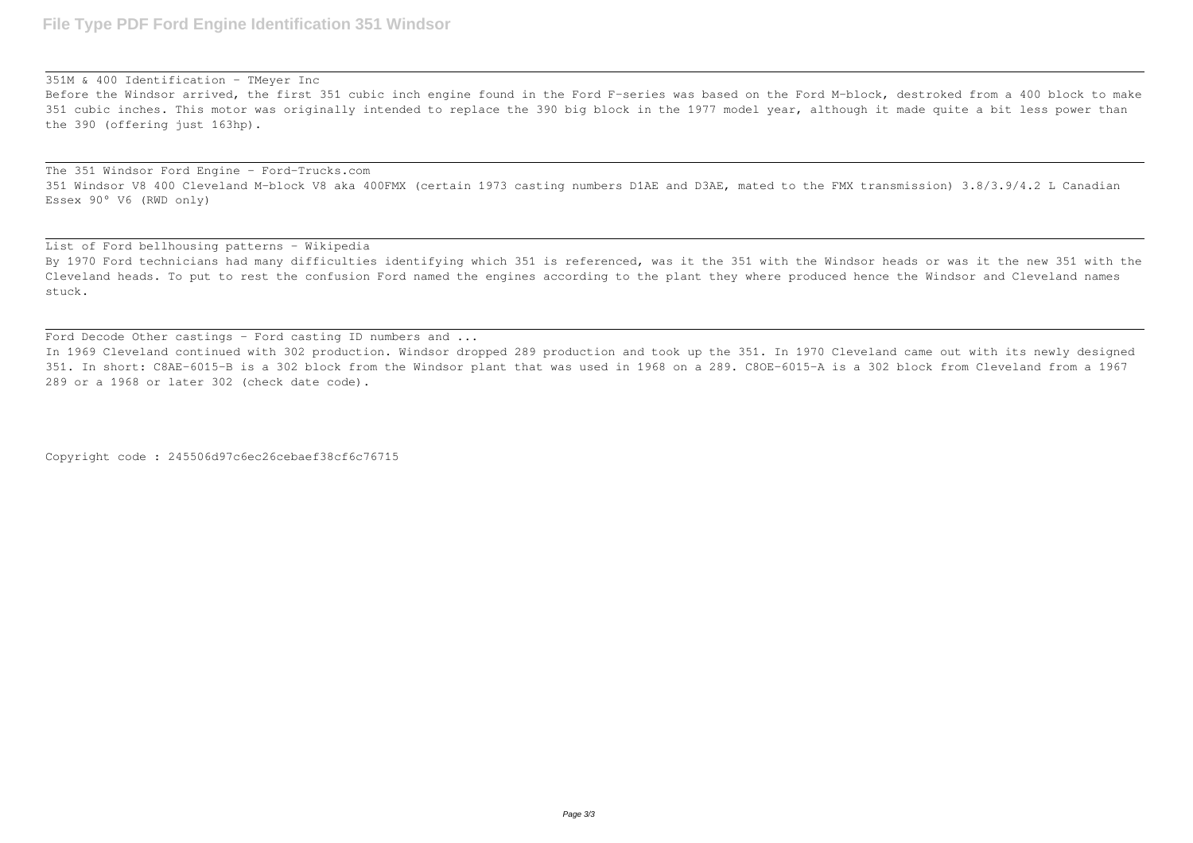351M & 400 Identification - TMeyer Inc

Before the Windsor arrived, the first 351 cubic inch engine found in the Ford F-series was based on the Ford M-block, destroked from a 400 block to make 351 cubic inches. This motor was originally intended to replace the 390 big block in the 1977 model year, although it made quite a bit less power than the 390 (offering just 163hp).

The 351 Windsor Ford Engine - Ford-Trucks.com

351 Windsor V8 400 Cleveland M-block V8 aka 400FMX (certain 1973 casting numbers D1AE and D3AE, mated to the FMX transmission) 3.8/3.9/4.2 L Canadian Essex 90° V6 (RWD only)

List of Ford bellhousing patterns - Wikipedia

By 1970 Ford technicians had many difficulties identifying which 351 is referenced, was it the 351 with the Windsor heads or was it the new 351 with the Cleveland heads. To put to rest the confusion Ford named the engines according to the plant they where produced hence the Windsor and Cleveland names stuck.

Ford Decode Other castings - Ford casting ID numbers and ...

In 1969 Cleveland continued with 302 production. Windsor dropped 289 production and took up the 351. In 1970 Cleveland came out with its newly designed 351. In short: C8AE-6015-B is a 302 block from the Windsor plant that was used in 1968 on a 289. C8OE-6015-A is a 302 block from Cleveland from a 1967 289 or a 1968 or later 302 (check date code).

Copyright code : 245506d97c6ec26cebaef38cf6c76715